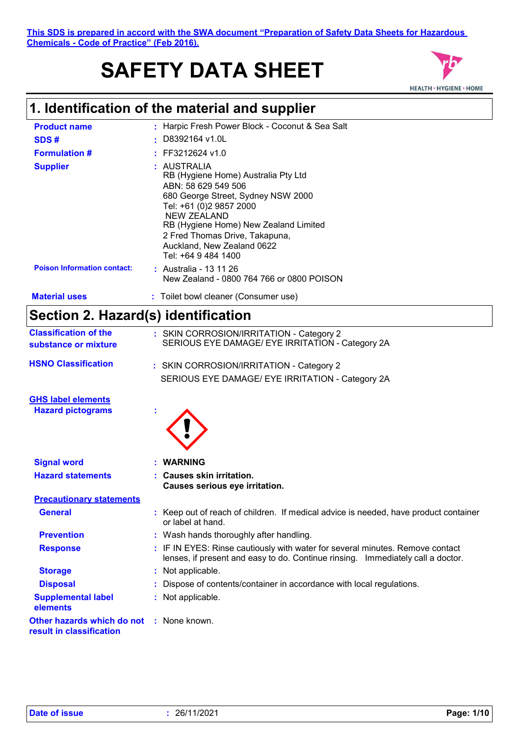This SDS is prepared in accord with the SWA document "Preparation of Safety Data Sheets for Hazardous Chemicals - Code of Practice" (Feb 2016).

# SAFETY DATA SHEET

## 1. Identification of the material and supplier

**Product name** : Harpic Fresh Power Block - Coconut & Sea Salt

**SDS #** : D8392164 v1.0L

**Formulation #** : FF3212624 v1.0

**Supplier** : AUSTRALIA
RB (Hygiene Home) Australia Pty Ltd
ABN: 58 629 549 506
680 George Street, Sydney NSW 2000
Tel: +61 (0)2 9857 2000
NEW ZEALAND
RB (Hygiene Home) New Zealand Limited
2 Fred Thomas Drive, Takapuna,
Auckland, New Zealand 0622
Tel: +64 9 484 1400

**Poison Information contact:** : Australia - 13 11 26
New Zealand - 0800 764 766 or 0800 POISON

**Material uses** : Toilet bowl cleaner (Consumer use)

## Section 2. Hazard(s) identification

**Classification of the substance or mixture** : SKIN CORROSION/IRRITATION - Category 2
SERIOUS EYE DAMAGE/ EYE IRRITATION - Category 2A

**HSNO Classification** : SKIN CORROSION/IRRITATION - Category 2
SERIOUS EYE DAMAGE/ EYE IRRITATION - Category 2A

**GHS label elements**

**Hazard pictograms** :

**Signal word** : **WARNING**

**Hazard statements** : **Causes skin irritation.**
**Causes serious eye irritation.**

**Precautionary statements**

**General** : Keep out of reach of children. If medical advice is needed, have product container or label at hand.

**Prevention** : Wash hands thoroughly after handling.

**Response** : IF IN EYES: Rinse cautiously with water for several minutes. Remove contact lenses, if present and easy to do. Continue rinsing. Immediately call a doctor.

**Storage** : Not applicable.

**Disposal** : Dispose of contents/container in accordance with local regulations.

**Supplemental label elements** : Not applicable.

**Other hazards which do not result in classification** : None known.

**Date of issue** : 26/11/2021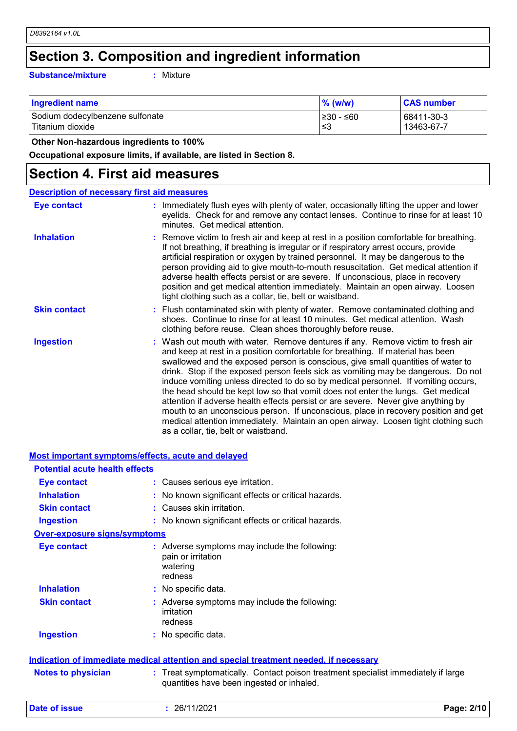## Section 3. Composition and ingredient information

**Substance/mixture** : Mixture

| Ingredient name | % (w/w) | CAS number |
|---|---|---|
| Sodium dodecylbenzene sulfonate | ≥30 - ≤60 | 68411-30-3 |
| Titanium dioxide | ≤3 | 13463-67-7 |

**Other Non-hazardous ingredients to 100%**

**Occupational exposure limits, if available, are listed in Section 8.**

## Section 4. First aid measures

### Description of necessary first aid measures

**Eye contact** : Immediately flush eyes with plenty of water, occasionally lifting the upper and lower eyelids. Check for and remove any contact lenses. Continue to rinse for at least 10 minutes. Get medical attention.

**Inhalation** : Remove victim to fresh air and keep at rest in a position comfortable for breathing. If not breathing, if breathing is irregular or if respiratory arrest occurs, provide artificial respiration or oxygen by trained personnel. It may be dangerous to the person providing aid to give mouth-to-mouth resuscitation. Get medical attention if adverse health effects persist or are severe. If unconscious, place in recovery position and get medical attention immediately. Maintain an open airway. Loosen tight clothing such as a collar, tie, belt or waistband.

**Skin contact** : Flush contaminated skin with plenty of water. Remove contaminated clothing and shoes. Continue to rinse for at least 10 minutes. Get medical attention. Wash clothing before reuse. Clean shoes thoroughly before reuse.

**Ingestion** : Wash out mouth with water. Remove dentures if any. Remove victim to fresh air and keep at rest in a position comfortable for breathing. If material has been swallowed and the exposed person is conscious, give small quantities of water to drink. Stop if the exposed person feels sick as vomiting may be dangerous. Do not induce vomiting unless directed to do so by medical personnel. If vomiting occurs, the head should be kept low so that vomit does not enter the lungs. Get medical attention if adverse health effects persist or are severe. Never give anything by mouth to an unconscious person. If unconscious, place in recovery position and get medical attention immediately. Maintain an open airway. Loosen tight clothing such as a collar, tie, belt or waistband.

### Most important symptoms/effects, acute and delayed

#### Potential acute health effects

**Eye contact** : Causes serious eye irritation.

**Inhalation** : No known significant effects or critical hazards.

**Skin contact** : Causes skin irritation.

**Ingestion** : No known significant effects or critical hazards.

#### Over-exposure signs/symptoms

**Eye contact** : Adverse symptoms may include the following:
pain or irritation
watering
redness

**Inhalation** : No specific data.

**Skin contact** : Adverse symptoms may include the following:
irritation
redness

**Ingestion** : No specific data.

### Indication of immediate medical attention and special treatment needed, if necessary

**Notes to physician** : Treat symptomatically. Contact poison treatment specialist immediately if large quantities have been ingested or inhaled.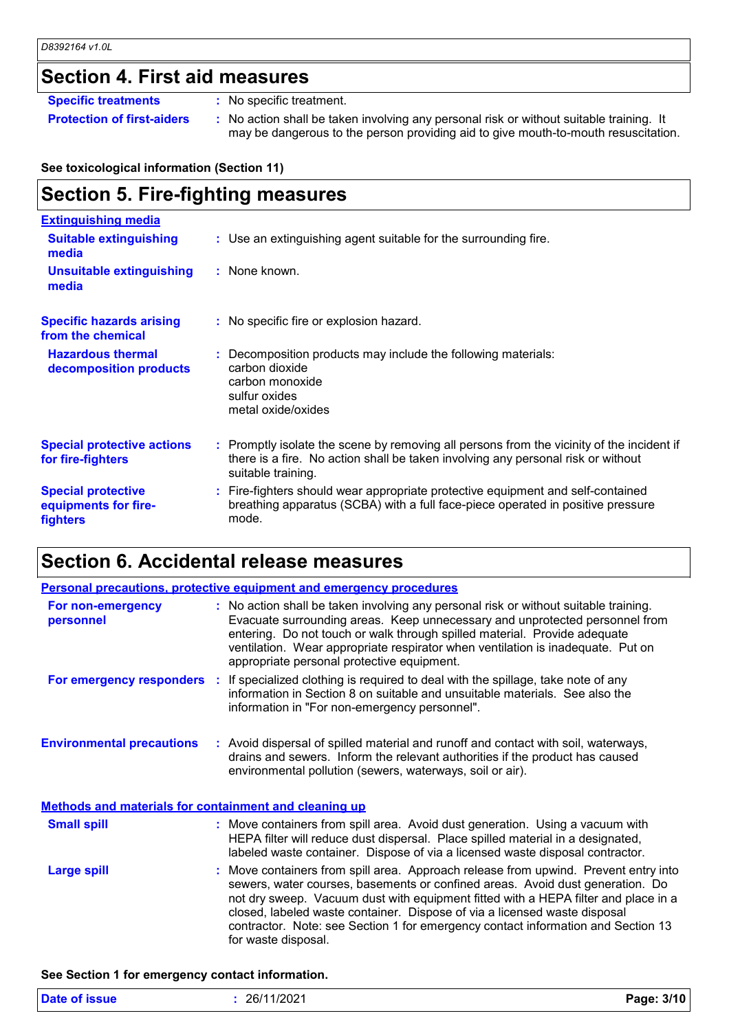## Section 4. First aid measures

**Specific treatments** : No specific treatment.

**Protection of first-aiders** : No action shall be taken involving any personal risk or without suitable training. It may be dangerous to the person providing aid to give mouth-to-mouth resuscitation.

**See toxicological information (Section 11)**

## Section 5. Fire-fighting measures

**Extinguishing media**

**Suitable extinguishing media** : Use an extinguishing agent suitable for the surrounding fire.

**Unsuitable extinguishing media** : None known.

**Specific hazards arising from the chemical** : No specific fire or explosion hazard.

**Hazardous thermal decomposition products** : Decomposition products may include the following materials:
carbon dioxide
carbon monoxide
sulfur oxides
metal oxide/oxides

**Special protective actions for fire-fighters** : Promptly isolate the scene by removing all persons from the vicinity of the incident if there is a fire. No action shall be taken involving any personal risk or without suitable training.

**Special protective equipments for fire-fighters** : Fire-fighters should wear appropriate protective equipment and self-contained breathing apparatus (SCBA) with a full face-piece operated in positive pressure mode.

## Section 6. Accidental release measures

**Personal precautions, protective equipment and emergency procedures**

**For non-emergency personnel** : No action shall be taken involving any personal risk or without suitable training. Evacuate surrounding areas. Keep unnecessary and unprotected personnel from entering. Do not touch or walk through spilled material. Provide adequate ventilation. Wear appropriate respirator when ventilation is inadequate. Put on appropriate personal protective equipment.

**For emergency responders** : If specialized clothing is required to deal with the spillage, take note of any information in Section 8 on suitable and unsuitable materials. See also the information in "For non-emergency personnel".

**Environmental precautions** : Avoid dispersal of spilled material and runoff and contact with soil, waterways, drains and sewers. Inform the relevant authorities if the product has caused environmental pollution (sewers, waterways, soil or air).

**Methods and materials for containment and cleaning up**

**Small spill** : Move containers from spill area. Avoid dust generation. Using a vacuum with HEPA filter will reduce dust dispersal. Place spilled material in a designated, labeled waste container. Dispose of via a licensed waste disposal contractor.

**Large spill** : Move containers from spill area. Approach release from upwind. Prevent entry into sewers, water courses, basements or confined areas. Avoid dust generation. Do not dry sweep. Vacuum dust with equipment fitted with a HEPA filter and place in a closed, labeled waste container. Dispose of via a licensed waste disposal contractor. Note: see Section 1 for emergency contact information and Section 13 for waste disposal.

**See Section 1 for emergency contact information.**

**Date of issue** : 26/11/2021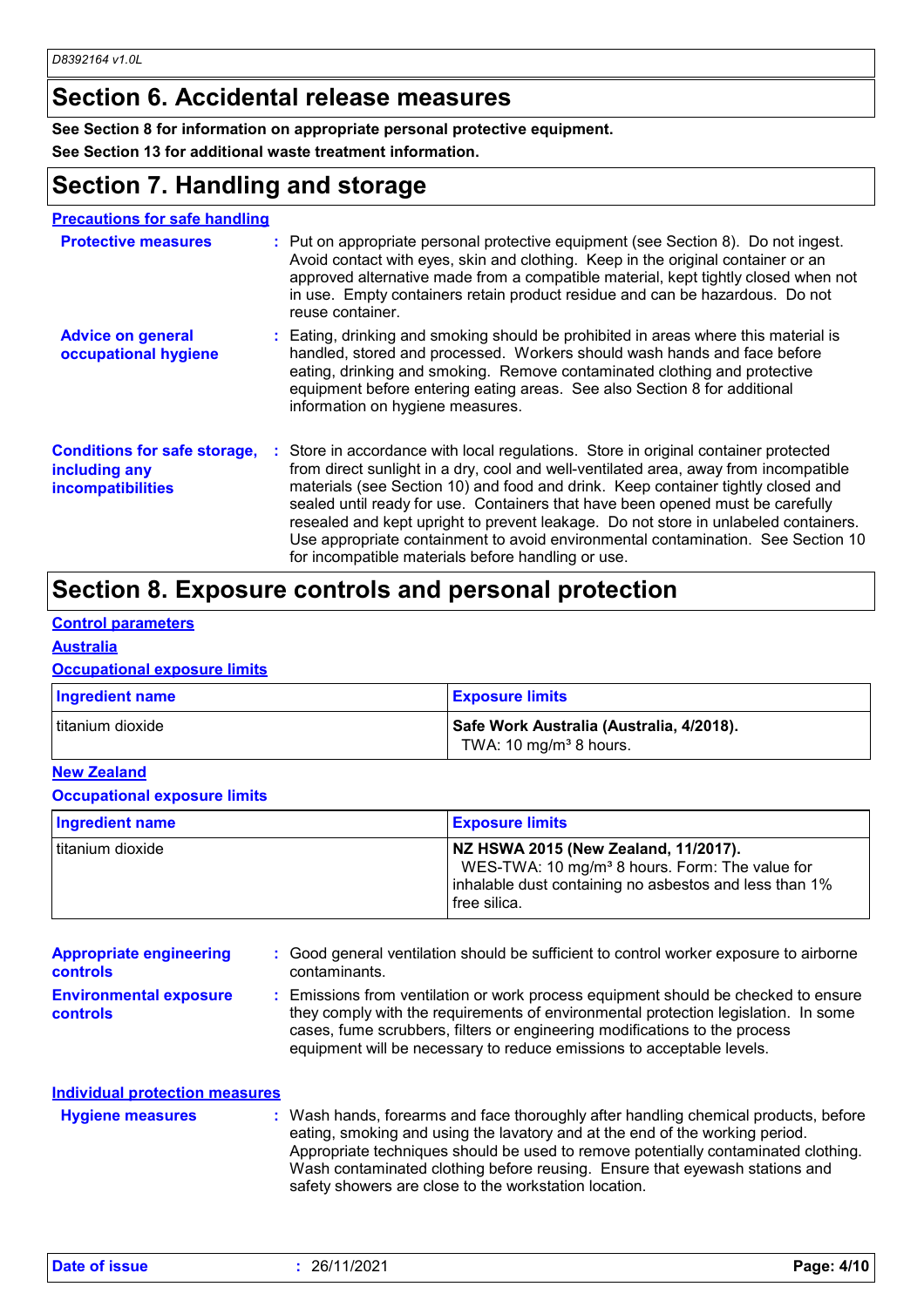## Section 6. Accidental release measures

**See Section 8 for information on appropriate personal protective equipment.**

**See Section 13 for additional waste treatment information.**

## Section 7. Handling and storage

### Precautions for safe handling

**Protective measures** : Put on appropriate personal protective equipment (see Section 8). Do not ingest. Avoid contact with eyes, skin and clothing. Keep in the original container or an approved alternative made from a compatible material, kept tightly closed when not in use. Empty containers retain product residue and can be hazardous. Do not reuse container.

**Advice on general occupational hygiene** : Eating, drinking and smoking should be prohibited in areas where this material is handled, stored and processed. Workers should wash hands and face before eating, drinking and smoking. Remove contaminated clothing and protective equipment before entering eating areas. See also Section 8 for additional information on hygiene measures.

**Conditions for safe storage, including any incompatibilities** : Store in accordance with local regulations. Store in original container protected from direct sunlight in a dry, cool and well-ventilated area, away from incompatible materials (see Section 10) and food and drink. Keep container tightly closed and sealed until ready for use. Containers that have been opened must be carefully resealed and kept upright to prevent leakage. Do not store in unlabeled containers. Use appropriate containment to avoid environmental contamination. See Section 10 for incompatible materials before handling or use.

## Section 8. Exposure controls and personal protection

### Control parameters

### Australia

#### Occupational exposure limits

| Ingredient name | Exposure limits |
|---|---|
| titanium dioxide | **Safe Work Australia (Australia, 4/2018).** TWA: 10 mg/m³ 8 hours. |

### New Zealand

#### Occupational exposure limits

| Ingredient name | Exposure limits |
|---|---|
| titanium dioxide | **NZ HSWA 2015 (New Zealand, 11/2017).** WES-TWA: 10 mg/m³ 8 hours. Form: The value for inhalable dust containing no asbestos and less than 1% free silica. |

**Appropriate engineering controls** : Good general ventilation should be sufficient to control worker exposure to airborne contaminants.

**Environmental exposure controls** : Emissions from ventilation or work process equipment should be checked to ensure they comply with the requirements of environmental protection legislation. In some cases, fume scrubbers, filters or engineering modifications to the process equipment will be necessary to reduce emissions to acceptable levels.

### Individual protection measures

**Hygiene measures** : Wash hands, forearms and face thoroughly after handling chemical products, before eating, smoking and using the lavatory and at the end of the working period. Appropriate techniques should be used to remove potentially contaminated clothing. Wash contaminated clothing before reusing. Ensure that eyewash stations and safety showers are close to the workstation location.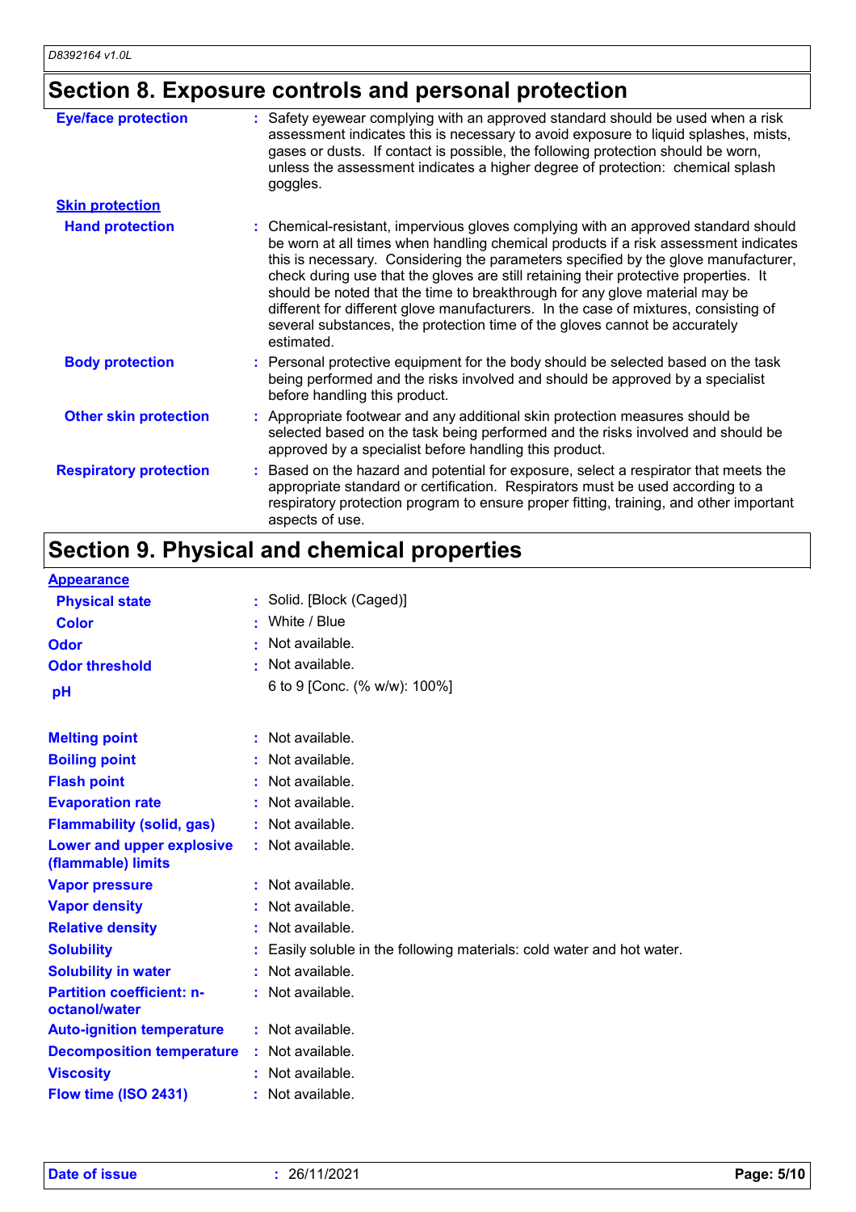## Section 8. Exposure controls and personal protection

| | |
|---|---|
| **Eye/face protection** | : Safety eyewear complying with an approved standard should be used when a risk assessment indicates this is necessary to avoid exposure to liquid splashes, mists, gases or dusts. If contact is possible, the following protection should be worn, unless the assessment indicates a higher degree of protection: chemical splash goggles. |

**Skin protection**

| | |
|---|---|
| **Hand protection** | : Chemical-resistant, impervious gloves complying with an approved standard should be worn at all times when handling chemical products if a risk assessment indicates this is necessary. Considering the parameters specified by the glove manufacturer, check during use that the gloves are still retaining their protective properties. It should be noted that the time to breakthrough for any glove material may be different for different glove manufacturers. In the case of mixtures, consisting of several substances, the protection time of the gloves cannot be accurately estimated. |
| **Body protection** | : Personal protective equipment for the body should be selected based on the task being performed and the risks involved and should be approved by a specialist before handling this product. |
| **Other skin protection** | : Appropriate footwear and any additional skin protection measures should be selected based on the task being performed and the risks involved and should be approved by a specialist before handling this product. |
| **Respiratory protection** | : Based on the hazard and potential for exposure, select a respirator that meets the appropriate standard or certification. Respirators must be used according to a respiratory protection program to ensure proper fitting, training, and other important aspects of use. |

## Section 9. Physical and chemical properties

**Appearance**

| | |
|---|---|
| **Physical state** | : Solid. [Block (Caged)] |
| **Color** | : White / Blue |
| **Odor** | : Not available. |
| **Odor threshold** | : Not available. |
| **pH** | 6 to 9 [Conc. (% w/w): 100%] |
| **Melting point** | : Not available. |
| **Boiling point** | : Not available. |
| **Flash point** | : Not available. |
| **Evaporation rate** | : Not available. |
| **Flammability (solid, gas)** | : Not available. |
| **Lower and upper explosive (flammable) limits** | : Not available. |
| **Vapor pressure** | : Not available. |
| **Vapor density** | : Not available. |
| **Relative density** | : Not available. |
| **Solubility** | : Easily soluble in the following materials: cold water and hot water. |
| **Solubility in water** | : Not available. |
| **Partition coefficient: n-octanol/water** | : Not available. |
| **Auto-ignition temperature** | : Not available. |
| **Decomposition temperature** | : Not available. |
| **Viscosity** | : Not available. |
| **Flow time (ISO 2431)** | : Not available. |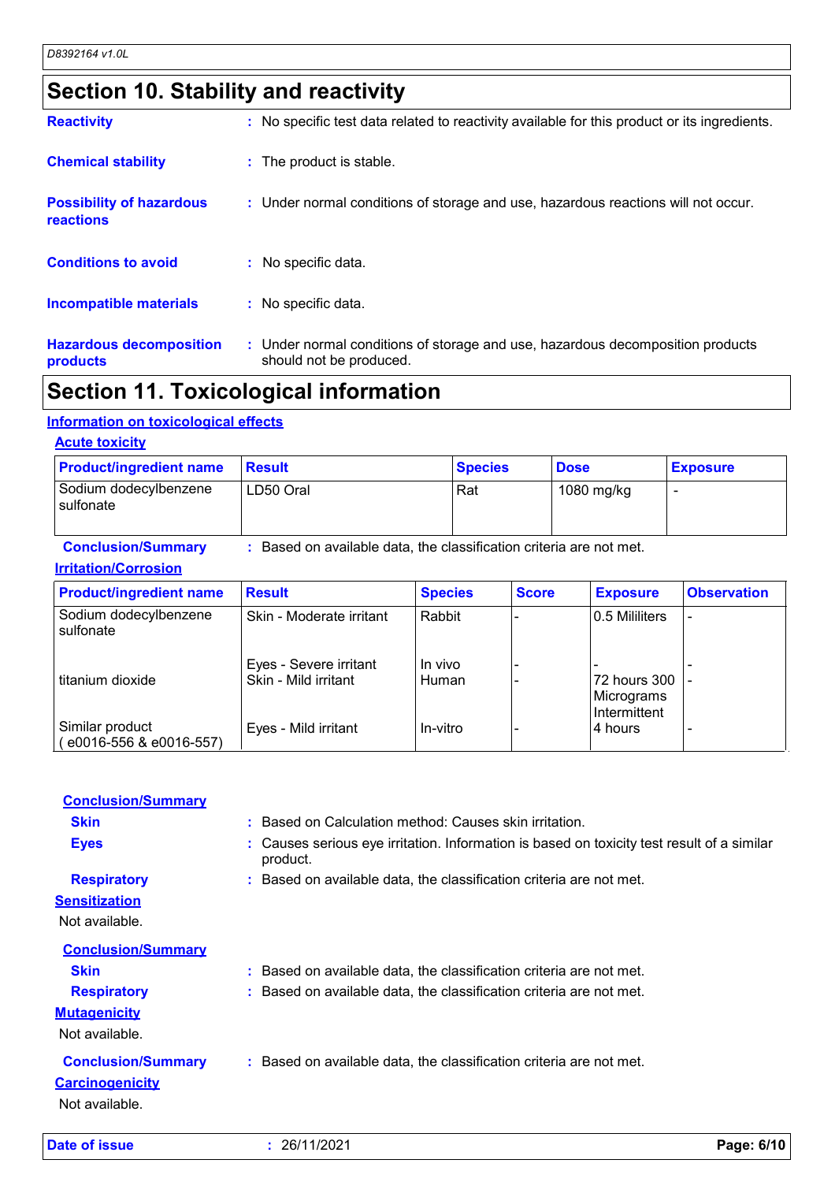## Section 10. Stability and reactivity

**Reactivity** : No specific test data related to reactivity available for this product or its ingredients.

**Chemical stability** : The product is stable.

**Possibility of hazardous reactions** : Under normal conditions of storage and use, hazardous reactions will not occur.

**Conditions to avoid** : No specific data.

**Incompatible materials** : No specific data.

**Hazardous decomposition products** : Under normal conditions of storage and use, hazardous decomposition products should not be produced.

## Section 11. Toxicological information

### Information on toxicological effects

#### Acute toxicity

| Product/ingredient name | Result | Species | Dose | Exposure |
|---|---|---|---|---|
| Sodium dodecylbenzene sulfonate | LD50 Oral | Rat | 1080 mg/kg | - |

**Conclusion/Summary** : Based on available data, the classification criteria are not met.

#### Irritation/Corrosion

| Product/ingredient name | Result | Species | Score | Exposure | Observation |
|---|---|---|---|---|---|
| Sodium dodecylbenzene sulfonate | Skin - Moderate irritant | Rabbit | - | 0.5 Mililiters | - |
| | Eyes - Severe irritant | In vivo | - | - | - |
| titanium dioxide | Skin - Mild irritant | Human | - | 72 hours 300 Micrograms Intermittent | - |
| Similar product ( e0016-556 & e0016-557) | Eyes - Mild irritant | In-vitro | - | 4 hours | - |

**Conclusion/Summary**

**Skin** : Based on Calculation method: Causes skin irritation.

**Eyes** : Causes serious eye irritation. Information is based on toxicity test result of a similar product.

**Respiratory** : Based on available data, the classification criteria are not met.

#### Sensitization

Not available.

**Conclusion/Summary**

**Skin** : Based on available data, the classification criteria are not met.

**Respiratory** : Based on available data, the classification criteria are not met.

#### Mutagenicity

Not available.

**Conclusion/Summary** : Based on available data, the classification criteria are not met.

#### Carcinogenicity

Not available.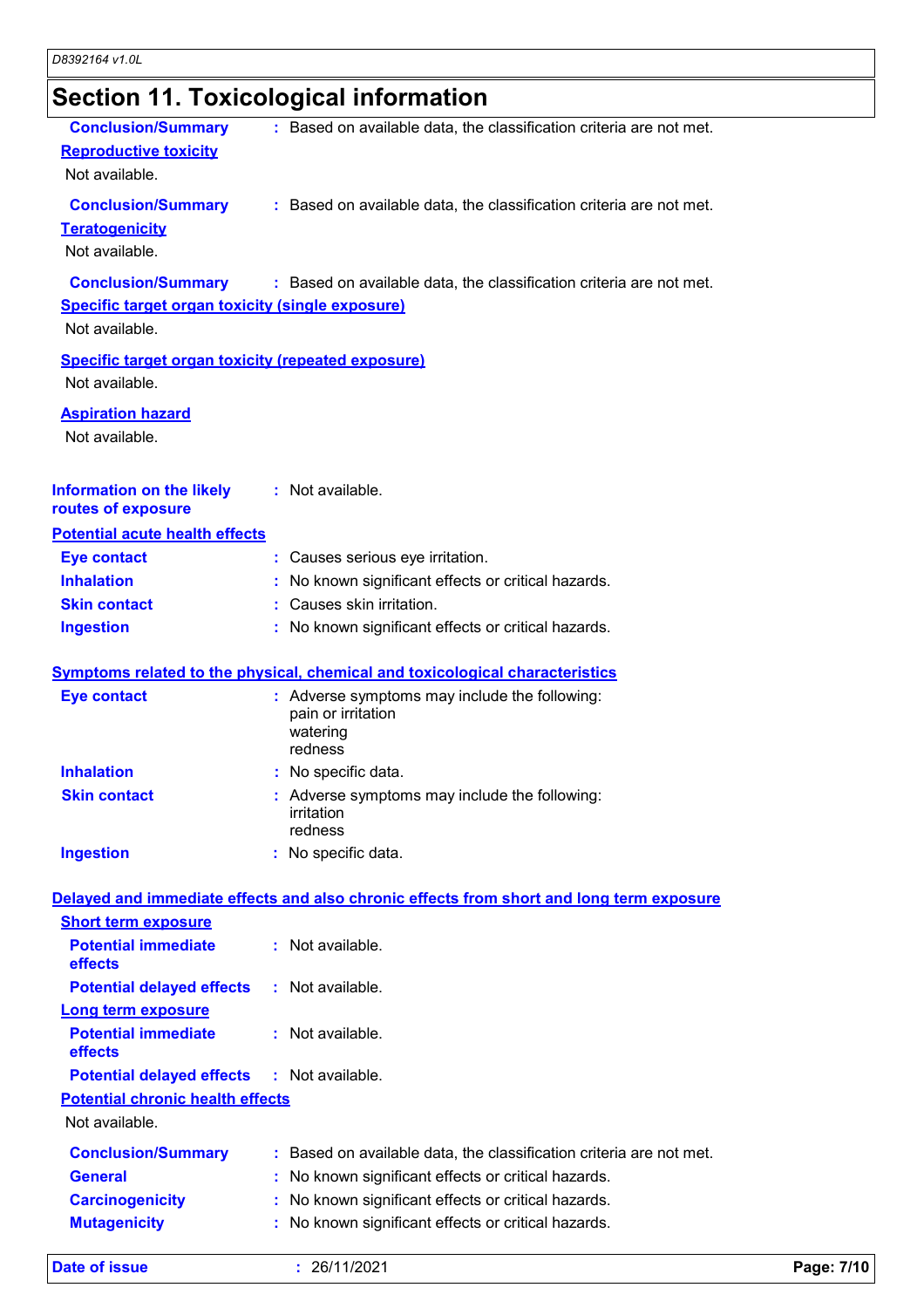## Section 11. Toxicological information

**Conclusion/Summary** : Based on available data, the classification criteria are not met.

**Reproductive toxicity**

Not available.

**Conclusion/Summary** : Based on available data, the classification criteria are not met.

**Teratogenicity**

Not available.

**Conclusion/Summary** : Based on available data, the classification criteria are not met.

**Specific target organ toxicity (single exposure)**

Not available.

**Specific target organ toxicity (repeated exposure)**

Not available.

**Aspiration hazard**

Not available.

**Information on the likely routes of exposure** : Not available.

**Potential acute health effects**

| | |
|---|---|
| **Eye contact** | : Causes serious eye irritation. |
| **Inhalation** | : No known significant effects or critical hazards. |
| **Skin contact** | : Causes skin irritation. |
| **Ingestion** | : No known significant effects or critical hazards. |

**Symptoms related to the physical, chemical and toxicological characteristics**

| | |
|---|---|
| **Eye contact** | : Adverse symptoms may include the following: pain or irritation watering redness |
| **Inhalation** | : No specific data. |
| **Skin contact** | : Adverse symptoms may include the following: irritation redness |
| **Ingestion** | : No specific data. |

**Delayed and immediate effects and also chronic effects from short and long term exposure**

**Short term exposure**

| | |
|---|---|
| **Potential immediate effects** | : Not available. |
| **Potential delayed effects** | : Not available. |

**Long term exposure**

| | |
|---|---|
| **Potential immediate effects** | : Not available. |
| **Potential delayed effects** | : Not available. |

**Potential chronic health effects**

Not available.

| | |
|---|---|
| **Conclusion/Summary** | : Based on available data, the classification criteria are not met. |
| **General** | : No known significant effects or critical hazards. |
| **Carcinogenicity** | : No known significant effects or critical hazards. |
| **Mutagenicity** | : No known significant effects or critical hazards. |

**Date of issue** : 26/11/2021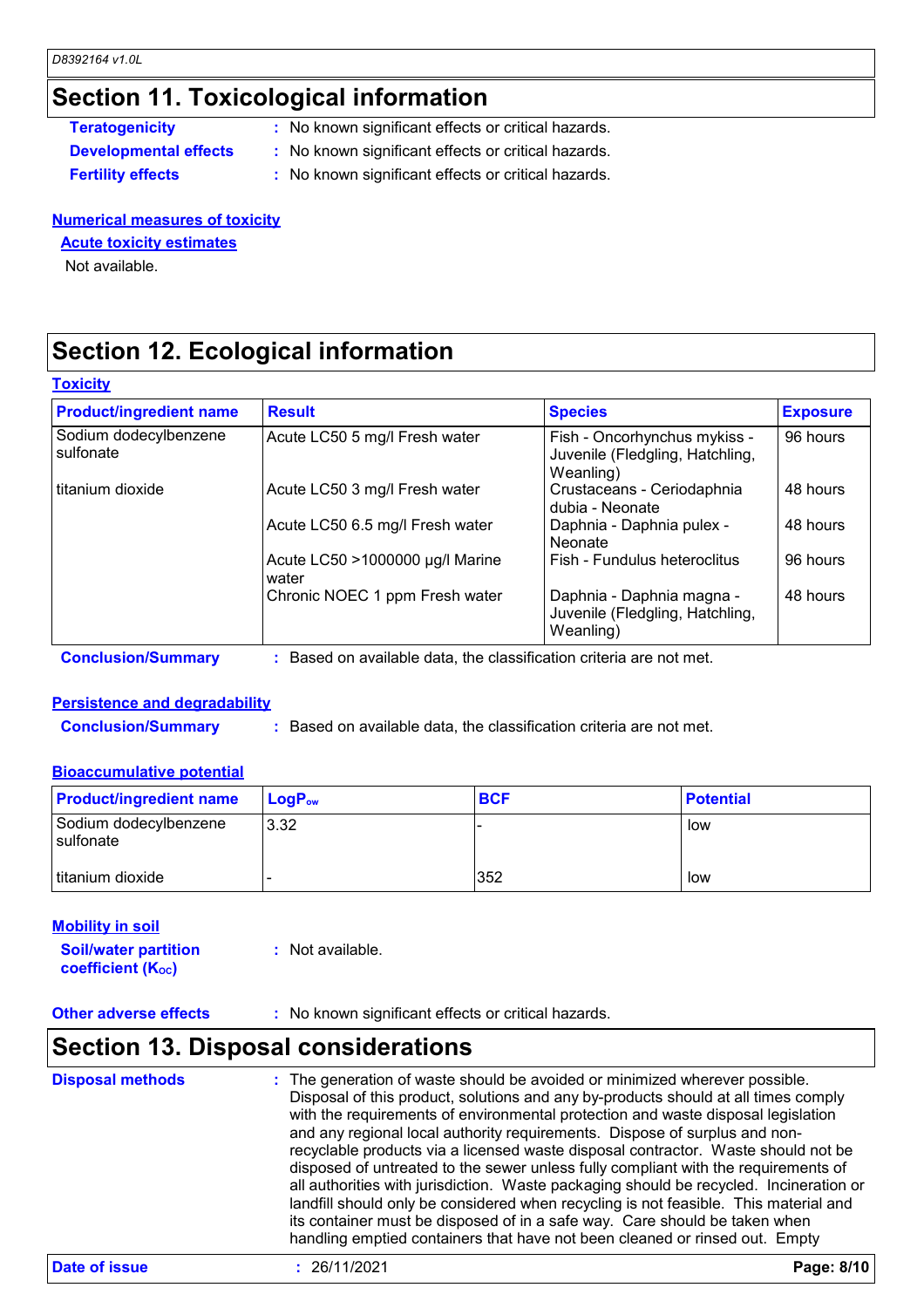## Section 11. Toxicological information

**Teratogenicity** : No known significant effects or critical hazards.

**Developmental effects** : No known significant effects or critical hazards.

**Fertility effects** : No known significant effects or critical hazards.

**Numerical measures of toxicity**

**Acute toxicity estimates**

Not available.

## Section 12. Ecological information

**Toxicity**

| Product/ingredient name | Result | Species | Exposure |
|---|---|---|---|
| Sodium dodecylbenzene sulfonate | Acute LC50 5 mg/l Fresh water | Fish - Oncorhynchus mykiss - Juvenile (Fledgling, Hatchling, Weanling) | 96 hours |
| titanium dioxide | Acute LC50 3 mg/l Fresh water | Crustaceans - Ceriodaphnia dubia - Neonate | 48 hours |
| | Acute LC50 6.5 mg/l Fresh water | Daphnia - Daphnia pulex - Neonate | 48 hours |
| | Acute LC50 >1000000 µg/l Marine water | Fish - Fundulus heteroclitus | 96 hours |
| | Chronic NOEC 1 ppm Fresh water | Daphnia - Daphnia magna - Juvenile (Fledgling, Hatchling, Weanling) | 48 hours |

**Conclusion/Summary** : Based on available data, the classification criteria are not met.

**Persistence and degradability**

**Conclusion/Summary** : Based on available data, the classification criteria are not met.

**Bioaccumulative potential**

| Product/ingredient name | $LogP_{ow}$ | BCF | Potential |
|---|---|---|---|
| Sodium dodecylbenzene sulfonate | 3.32 | - | low |
| titanium dioxide | - | 352 | low |

**Mobility in soil**

**Soil/water partition coefficient ($K_{OC}$)** : Not available.

**Other adverse effects** : No known significant effects or critical hazards.

## Section 13. Disposal considerations

**Disposal methods** : The generation of waste should be avoided or minimized wherever possible. Disposal of this product, solutions and any by-products should at all times comply with the requirements of environmental protection and waste disposal legislation and any regional local authority requirements. Dispose of surplus and non-recyclable products via a licensed waste disposal contractor. Waste should not be disposed of untreated to the sewer unless fully compliant with the requirements of all authorities with jurisdiction. Waste packaging should be recycled. Incineration or landfill should only be considered when recycling is not feasible. This material and its container must be disposed of in a safe way. Care should be taken when handling emptied containers that have not been cleaned or rinsed out. Empty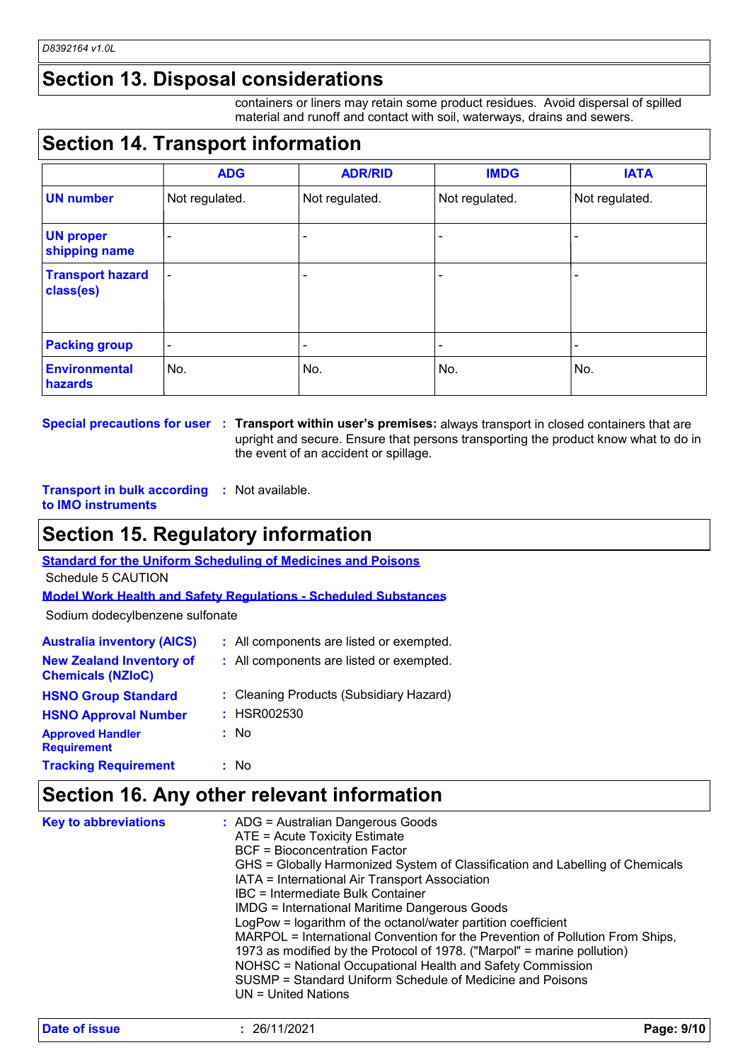## Section 13. Disposal considerations

containers or liners may retain some product residues. Avoid dispersal of spilled material and runoff and contact with soil, waterways, drains and sewers.

## Section 14. Transport information

| | ADG | ADR/RID | IMDG | IATA |
|---|---|---|---|---|
| **UN number** | Not regulated. | Not regulated. | Not regulated. | Not regulated. |
| **UN proper shipping name** | - | - | - | - |
| **Transport hazard class(es)** | - | - | - | - |
| **Packing group** | - | - | - | - |
| **Environmental hazards** | No. | No. | No. | No. |

**Special precautions for user** : **Transport within user's premises:** always transport in closed containers that are upright and secure. Ensure that persons transporting the product know what to do in the event of an accident or spillage.

**Transport in bulk according to IMO instruments** : Not available.

## Section 15. Regulatory information

**Standard for the Uniform Scheduling of Medicines and Poisons**

Schedule 5 CAUTION

**Model Work Health and Safety Regulations - Scheduled Substances**

Sodium dodecylbenzene sulfonate

**Australia inventory (AICS)** : All components are listed or exempted.

**New Zealand Inventory of Chemicals (NZIoC)** : All components are listed or exempted.

**HSNO Group Standard** : Cleaning Products (Subsidiary Hazard)

**HSNO Approval Number** : HSR002530

**Approved Handler Requirement** : No

**Tracking Requirement** : No

## Section 16. Any other relevant information

**Key to abbreviations** :
ADG = Australian Dangerous Goods
ATE = Acute Toxicity Estimate
BCF = Bioconcentration Factor
GHS = Globally Harmonized System of Classification and Labelling of Chemicals
IATA = International Air Transport Association
IBC = Intermediate Bulk Container
IMDG = International Maritime Dangerous Goods
LogPow = logarithm of the octanol/water partition coefficient
MARPOL = International Convention for the Prevention of Pollution From Ships, 1973 as modified by the Protocol of 1978. ("Marpol" = marine pollution)
NOHSC = National Occupational Health and Safety Commission
SUSMP = Standard Uniform Schedule of Medicine and Poisons
UN = United Nations

**Date of issue** : 26/11/2021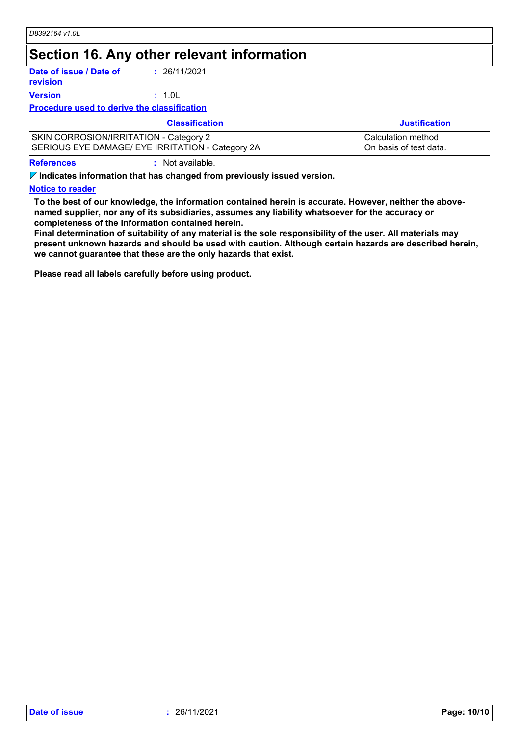## Section 16. Any other relevant information

**Date of issue / Date of revision** : 26/11/2021

**Version** : 1.0L

**Procedure used to derive the classification**

| Classification | Justification |
| --- | --- |
| SKIN CORROSION/IRRITATION - Category 2<br>SERIOUS EYE DAMAGE/ EYE IRRITATION - Category 2A | Calculation method<br>On basis of test data. |

**References** : Not available.

**Indicates information that has changed from previously issued version.**

**Notice to reader**

**To the best of our knowledge, the information contained herein is accurate. However, neither the above-named supplier, nor any of its subsidiaries, assumes any liability whatsoever for the accuracy or completeness of the information contained herein.**
**Final determination of suitability of any material is the sole responsibility of the user. All materials may present unknown hazards and should be used with caution. Although certain hazards are described herein, we cannot guarantee that these are the only hazards that exist.**

**Please read all labels carefully before using product.**